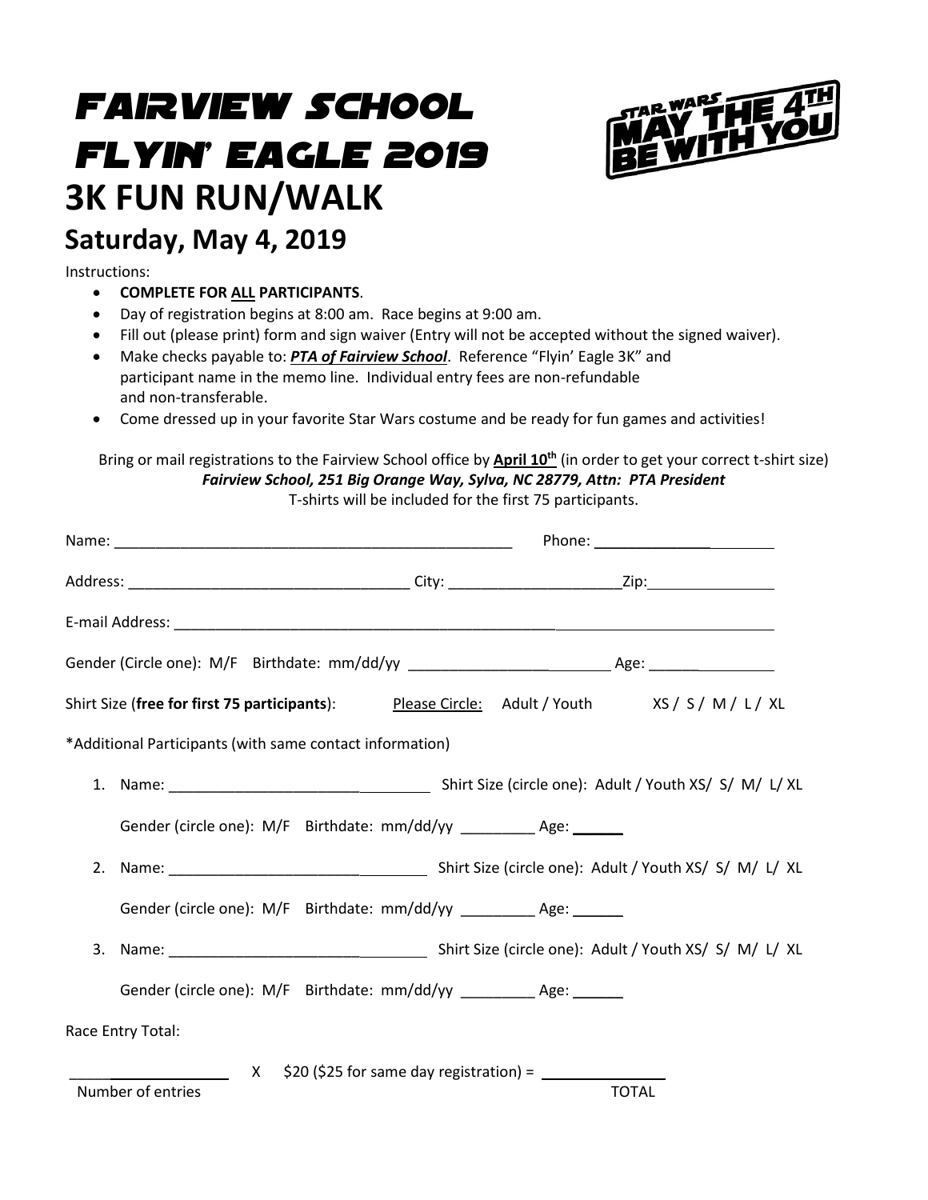# FAIRVIEW SCHOOL FLYIN' EAGLE 2019

STAR WARS MAY THE 4TH BE WITH YOU

# 3K FUN RUN/WALK

## Saturday, May 4, 2019

Instructions:

- **COMPLETE FOR ALL PARTICIPANTS**.
- Day of registration begins at 8:00 am. Race begins at 9:00 am.
- Fill out (please print) form and sign waiver (Entry will not be accepted without the signed waiver).
- Make checks payable to: ***PTA of Fairview School***. Reference "Flyin' Eagle 3K" and participant name in the memo line. Individual entry fees are non-refundable and non-transferable.
- Come dressed up in your favorite Star Wars costume and be ready for fun games and activities!

Bring or mail registrations to the Fairview School office by **April 10th** (in order to get your correct t-shirt size)

***Fairview School, 251 Big Orange Way, Sylva, NC 28779, Attn: PTA President***

T-shirts will be included for the first 75 participants.

Name: ______________________________ Phone: ______________

Address: ______________________ City: ______________ Zip: ______________

E-mail Address: ____________________________________________

Gender (Circle one): M/F Birthdate: mm/dd/yy ______________ Age: ______

Shirt Size (**free for first 75 participants**): Please Circle: Adult / Youth XS / S / M / L / XL

*Additional Participants (with same contact information)

1. Name: ______________________ Shirt Size (circle one): Adult / Youth XS/ S/ M/ L/ XL

   Gender (circle one): M/F Birthdate: mm/dd/yy _________ Age: ______

2. Name: ______________________ Shirt Size (circle one): Adult / Youth XS/ S/ M/ L/ XL

   Gender (circle one): M/F Birthdate: mm/dd/yy _________ Age: ______

3. Name: ______________________ Shirt Size (circle one): Adult / Youth XS/ S/ M/ L/ XL

   Gender (circle one): M/F Birthdate: mm/dd/yy _________ Age: ______

Race Entry Total:

______________ X $20 ($25 for same day registration) = ______________

Number of entries TOTAL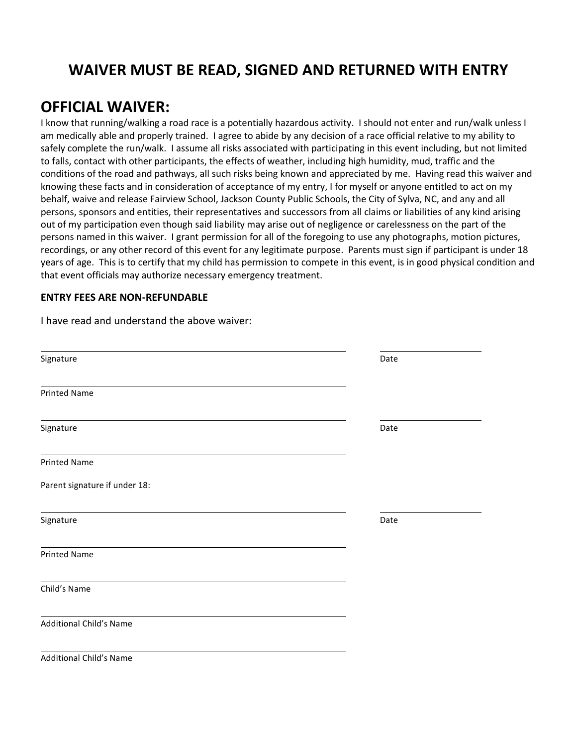# WAIVER MUST BE READ, SIGNED AND RETURNED WITH ENTRY

## OFFICIAL WAIVER:

I know that running/walking a road race is a potentially hazardous activity. I should not enter and run/walk unless I am medically able and properly trained. I agree to abide by any decision of a race official relative to my ability to safely complete the run/walk. I assume all risks associated with participating in this event including, but not limited to falls, contact with other participants, the effects of weather, including high humidity, mud, traffic and the conditions of the road and pathways, all such risks being known and appreciated by me. Having read this waiver and knowing these facts and in consideration of acceptance of my entry, I for myself or anyone entitled to act on my behalf, waive and release Fairview School, Jackson County Public Schools, the City of Sylva, NC, and any and all persons, sponsors and entities, their representatives and successors from all claims or liabilities of any kind arising out of my participation even though said liability may arise out of negligence or carelessness on the part of the persons named in this waiver. I grant permission for all of the foregoing to use any photographs, motion pictures, recordings, or any other record of this event for any legitimate purpose. Parents must sign if participant is under 18 years of age. This is to certify that my child has permission to compete in this event, is in good physical condition and that event officials may authorize necessary emergency treatment.

**ENTRY FEES ARE NON-REFUNDABLE**

I have read and understand the above waiver:

_______________________________________________ _______________

Signature Date

_______________________________________________

Printed Name

_______________________________________________ _______________

Signature Date

_______________________________________________

Printed Name

Parent signature if under 18:

_______________________________________________ _______________

Signature Date

_______________________________________________

Printed Name

_______________________________________________

Child's Name

_______________________________________________

Additional Child's Name

_______________________________________________

Additional Child's Name